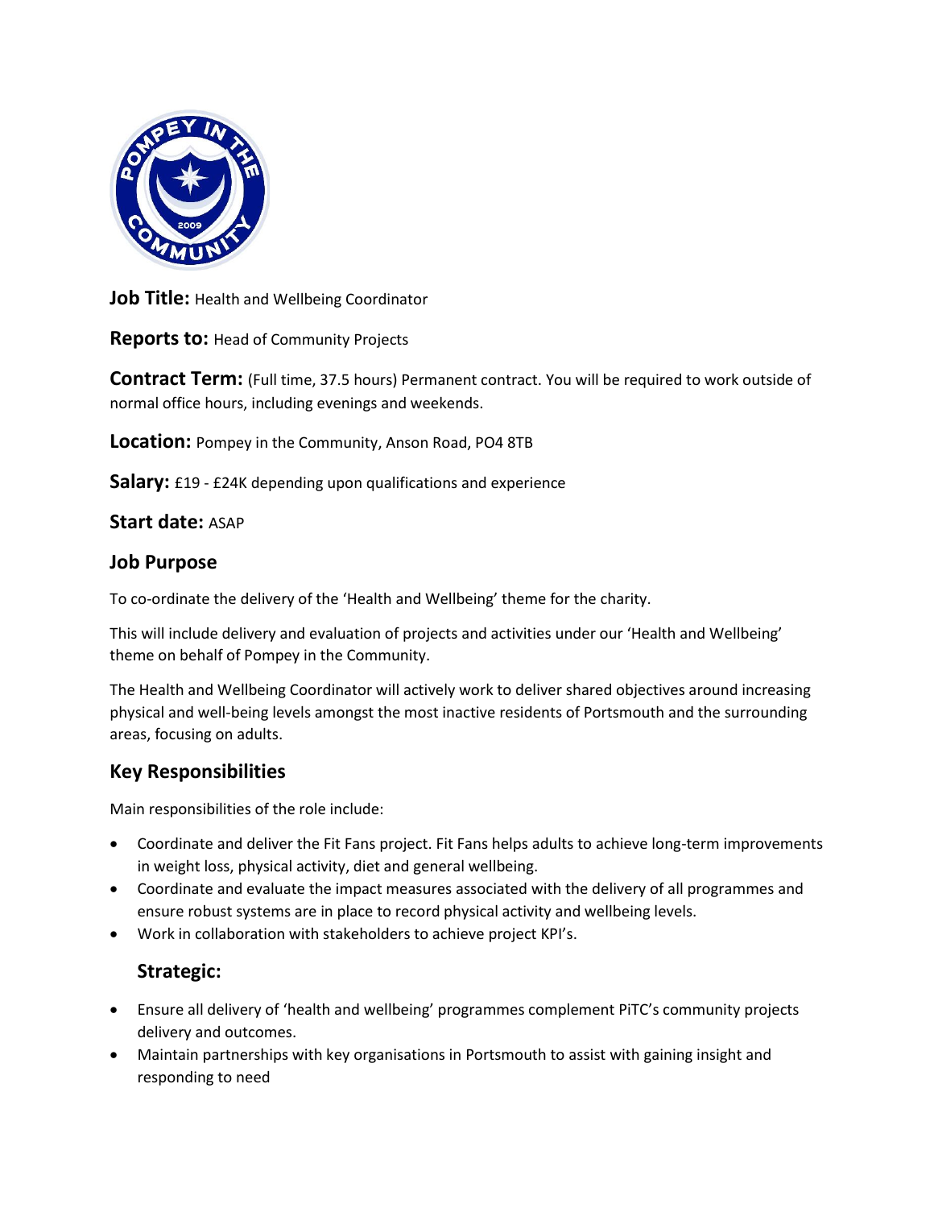**Job Title:** Health and Wellbeing Coordinator

**Reports to:** Head of Community Projects

**Contract Term:** (Full time, 37.5 hours) Permanent contract. You will be required to work outside of normal office hours, including evenings and weekends.

**Location:** Pompey in the Community, Anson Road, PO4 8TB

**Salary:** £19 - £24K depending upon qualifications and experience

**Start date:** ASAP

## Job Purpose

To co-ordinate the delivery of the 'Health and Wellbeing' theme for the charity.

This will include delivery and evaluation of projects and activities under our 'Health and Wellbeing' theme on behalf of Pompey in the Community.

The Health and Wellbeing Coordinator will actively work to deliver shared objectives around increasing physical and well-being levels amongst the most inactive residents of Portsmouth and the surrounding areas, focusing on adults.

## Key Responsibilities

Main responsibilities of the role include:

- Coordinate and deliver the Fit Fans project. Fit Fans helps adults to achieve long-term improvements in weight loss, physical activity, diet and general wellbeing.
- Coordinate and evaluate the impact measures associated with the delivery of all programmes and ensure robust systems are in place to record physical activity and wellbeing levels.
- Work in collaboration with stakeholders to achieve project KPI's.

### Strategic:

- Ensure all delivery of 'health and wellbeing' programmes complement PiTC's community projects delivery and outcomes.
- Maintain partnerships with key organisations in Portsmouth to assist with gaining insight and responding to need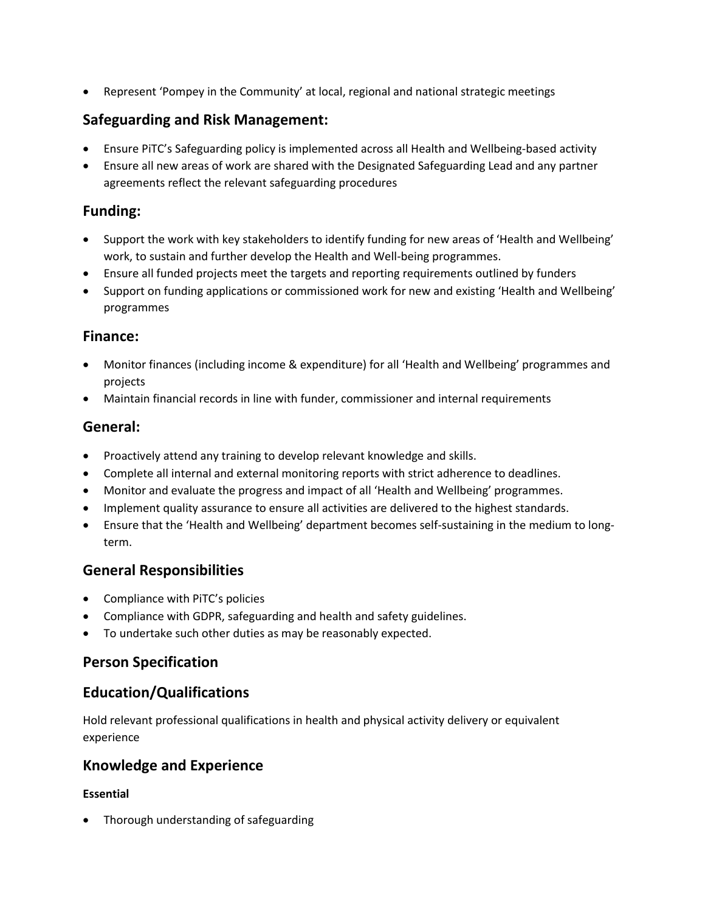- Represent 'Pompey in the Community' at local, regional and national strategic meetings

## Safeguarding and Risk Management:

- Ensure PiTC's Safeguarding policy is implemented across all Health and Wellbeing-based activity
- Ensure all new areas of work are shared with the Designated Safeguarding Lead and any partner agreements reflect the relevant safeguarding procedures

## Funding:

- Support the work with key stakeholders to identify funding for new areas of 'Health and Wellbeing' work, to sustain and further develop the Health and Well-being programmes.
- Ensure all funded projects meet the targets and reporting requirements outlined by funders
- Support on funding applications or commissioned work for new and existing 'Health and Wellbeing' programmes

## Finance:

- Monitor finances (including income & expenditure) for all 'Health and Wellbeing' programmes and projects
- Maintain financial records in line with funder, commissioner and internal requirements

## General:

- Proactively attend any training to develop relevant knowledge and skills.
- Complete all internal and external monitoring reports with strict adherence to deadlines.
- Monitor and evaluate the progress and impact of all 'Health and Wellbeing' programmes.
- Implement quality assurance to ensure all activities are delivered to the highest standards.
- Ensure that the 'Health and Wellbeing' department becomes self-sustaining in the medium to long-term.

## General Responsibilities

- Compliance with PiTC's policies
- Compliance with GDPR, safeguarding and health and safety guidelines.
- To undertake such other duties as may be reasonably expected.

## Person Specification

## Education/Qualifications

Hold relevant professional qualifications in health and physical activity delivery or equivalent experience

## Knowledge and Experience

**Essential**

- Thorough understanding of safeguarding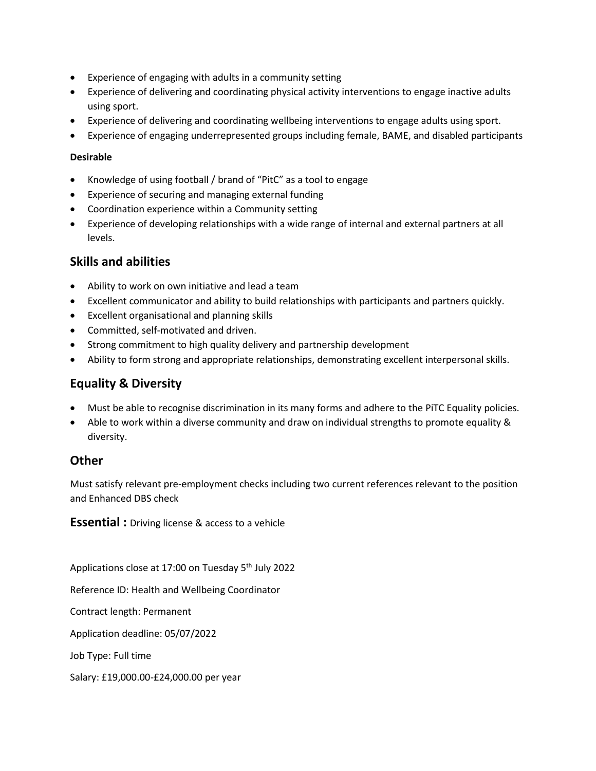- Experience of engaging with adults in a community setting
- Experience of delivering and coordinating physical activity interventions to engage inactive adults using sport.
- Experience of delivering and coordinating wellbeing interventions to engage adults using sport.
- Experience of engaging underrepresented groups including female, BAME, and disabled participants

**Desirable**

- Knowledge of using football / brand of "PitC" as a tool to engage
- Experience of securing and managing external funding
- Coordination experience within a Community setting
- Experience of developing relationships with a wide range of internal and external partners at all levels.

## Skills and abilities

- Ability to work on own initiative and lead a team
- Excellent communicator and ability to build relationships with participants and partners quickly.
- Excellent organisational and planning skills
- Committed, self-motivated and driven.
- Strong commitment to high quality delivery and partnership development
- Ability to form strong and appropriate relationships, demonstrating excellent interpersonal skills.

## Equality & Diversity

- Must be able to recognise discrimination in its many forms and adhere to the PiTC Equality policies.
- Able to work within a diverse community and draw on individual strengths to promote equality & diversity.

## Other

Must satisfy relevant pre-employment checks including two current references relevant to the position and Enhanced DBS check

**Essential :** Driving license & access to a vehicle

Applications close at 17:00 on Tuesday 5th July 2022

Reference ID: Health and Wellbeing Coordinator

Contract length: Permanent

Application deadline: 05/07/2022

Job Type: Full time

Salary: £19,000.00-£24,000.00 per year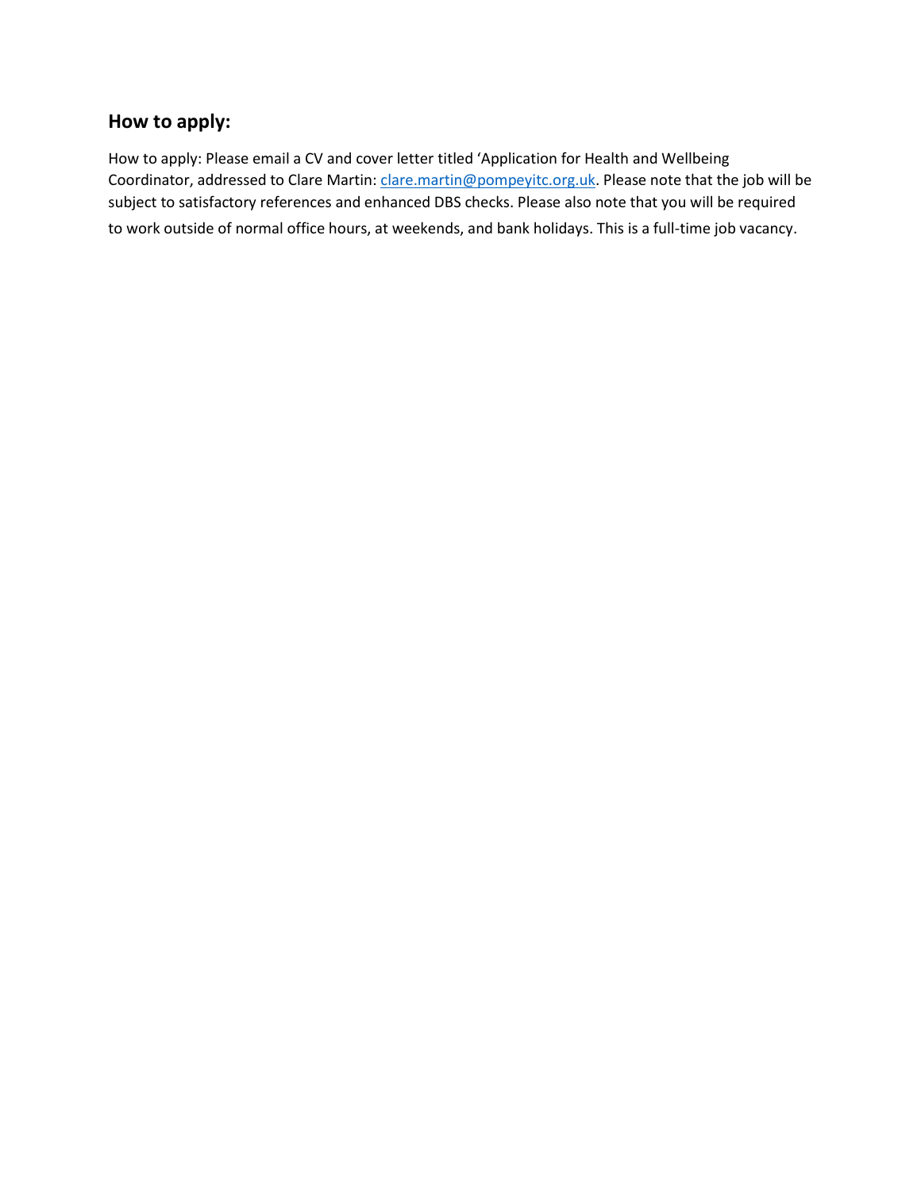## How to apply:

How to apply: Please email a CV and cover letter titled 'Application for Health and Wellbeing Coordinator, addressed to Clare Martin: [clare.martin@pompeyitc.org.uk](mailto:clare.martin@pompeyitc.org.uk). Please note that the job will be subject to satisfactory references and enhanced DBS checks. Please also note that you will be required to work outside of normal office hours, at weekends, and bank holidays. This is a full-time job vacancy.